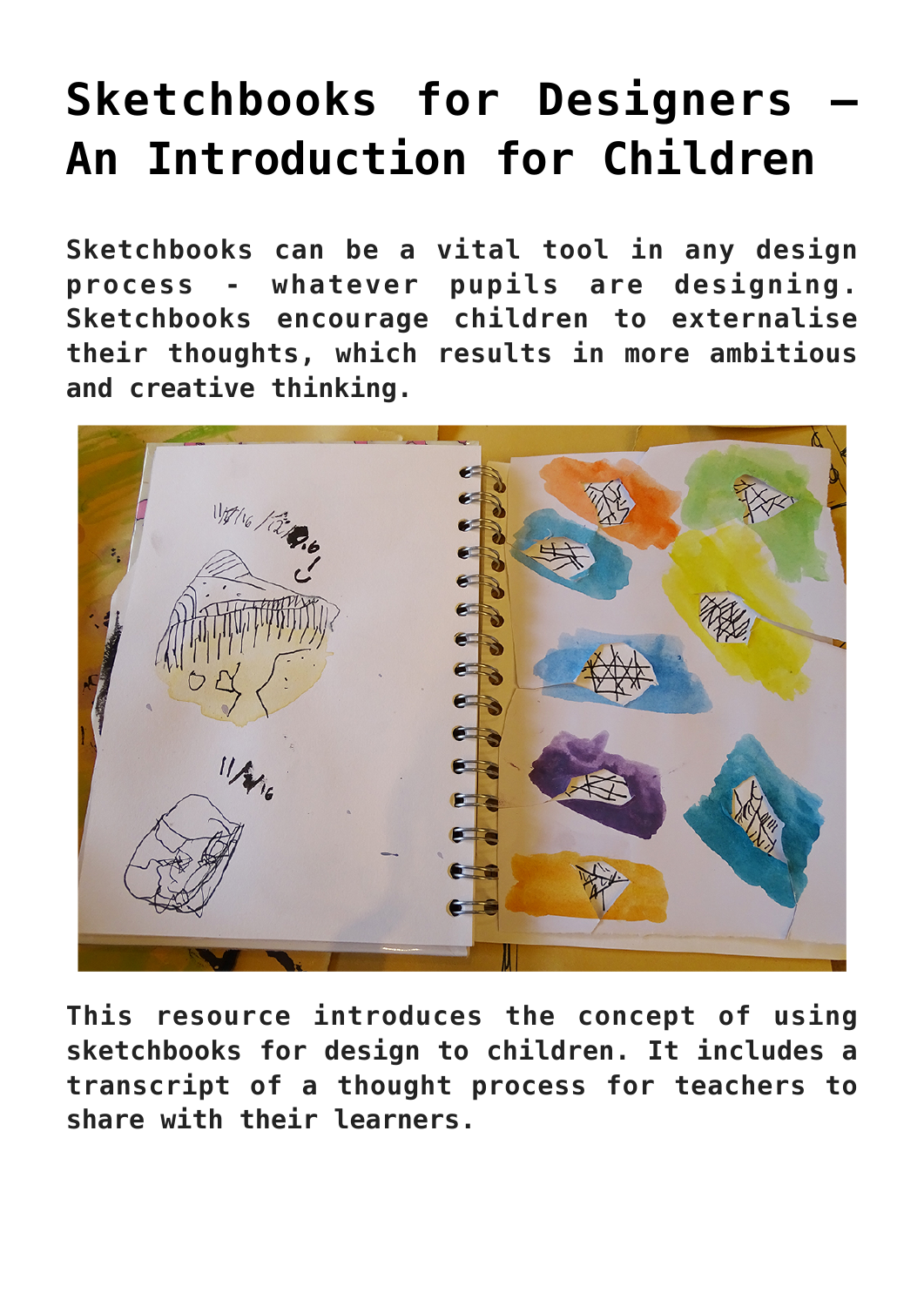# Sketchbooks for Designers – An Introduction for Children

**Sketchbooks can be a vital tool in any design process - whatever pupils are designing. Sketchbooks encourage children to externalise their thoughts, which results in more ambitious and creative thinking.**

**This resource introduces the concept of using sketchbooks for design to children. It includes a transcript of a thought process for teachers to share with their learners.**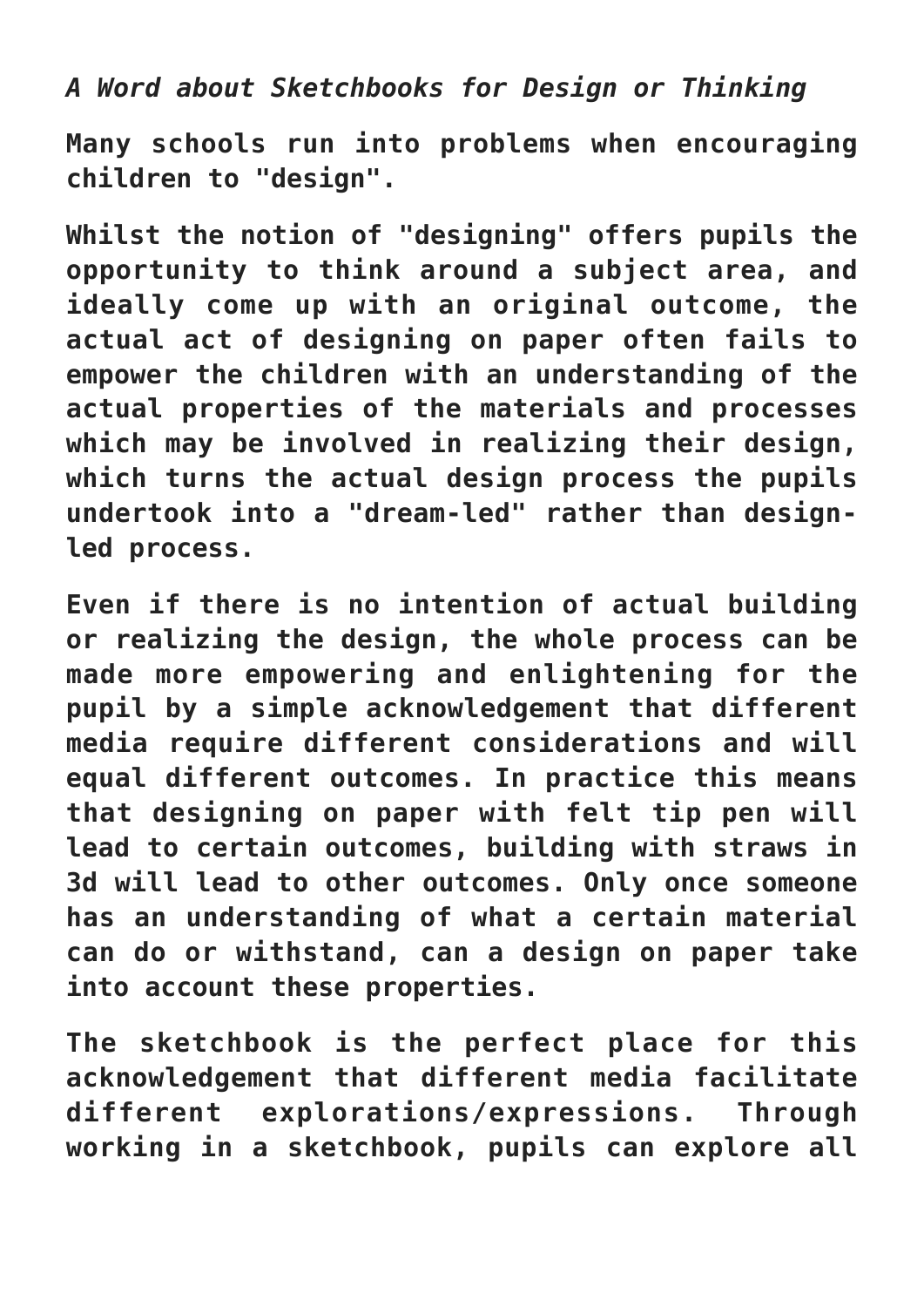*A Word about Sketchbooks for Design or Thinking*

**Many schools run into problems when encouraging children to "design".**

**Whilst the notion of "designing" offers pupils the opportunity to think around a subject area, and ideally come up with an original outcome, the actual act of designing on paper often fails to empower the children with an understanding of the actual properties of the materials and processes which may be involved in realizing their design, which turns the actual design process the pupils undertook into a "dream-led" rather than design-led process.**

**Even if there is no intention of actual building or realizing the design, the whole process can be made more empowering and enlightening for the pupil by a simple acknowledgement that different media require different considerations and will equal different outcomes. In practice this means that designing on paper with felt tip pen will lead to certain outcomes, building with straws in 3d will lead to other outcomes. Only once someone has an understanding of what a certain material can do or withstand, can a design on paper take into account these properties.**

**The sketchbook is the perfect place for this acknowledgement that different media facilitate different explorations/expressions. Through working in a sketchbook, pupils can explore all**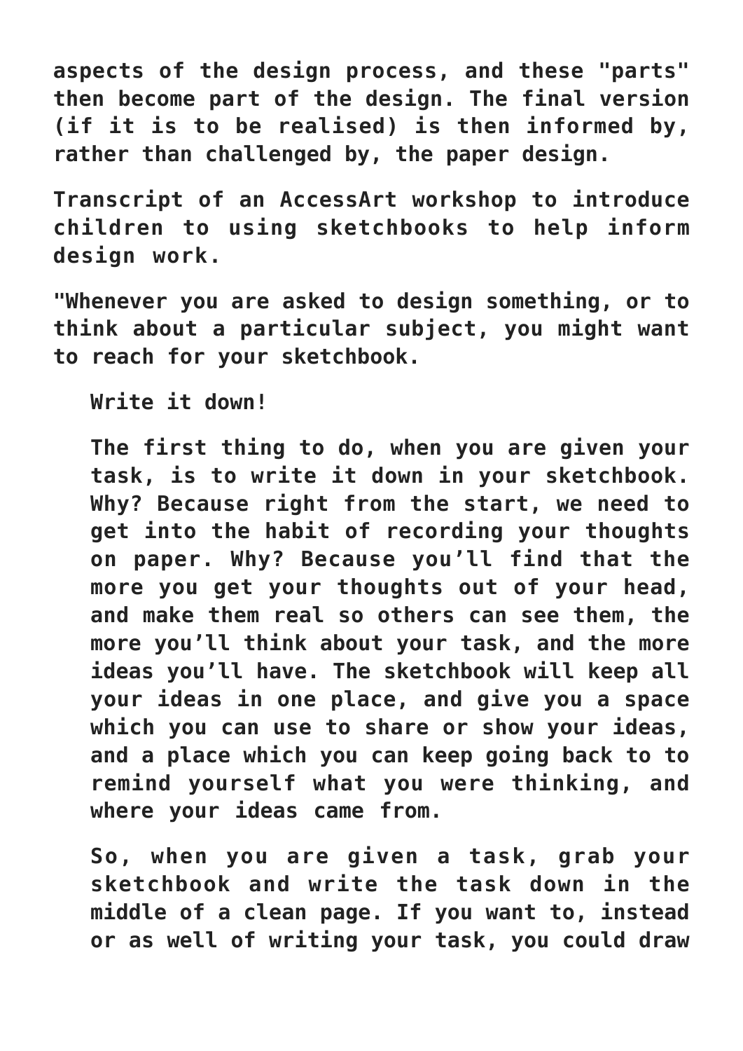aspects of the design process, and these "parts" then become part of the design. The final version (if it is to be realised) is then informed by, rather than challenged by, the paper design.

Transcript of an AccessArt workshop to introduce children to using sketchbooks to help inform design work.

"Whenever you are asked to design something, or to think about a particular subject, you might want to reach for your sketchbook.

> Write it down!
>
> The first thing to do, when you are given your task, is to write it down in your sketchbook. Why? Because right from the start, we need to get into the habit of recording your thoughts on paper. Why? Because you'll find that the more you get your thoughts out of your head, and make them real so others can see them, the more you'll think about your task, and the more ideas you'll have. The sketchbook will keep all your ideas in one place, and give you a space which you can use to share or show your ideas, and a place which you can keep going back to to remind yourself what you were thinking, and where your ideas came from.
>
> So, when you are given a task, grab your sketchbook and write the task down in the middle of a clean page. If you want to, instead or as well of writing your task, you could draw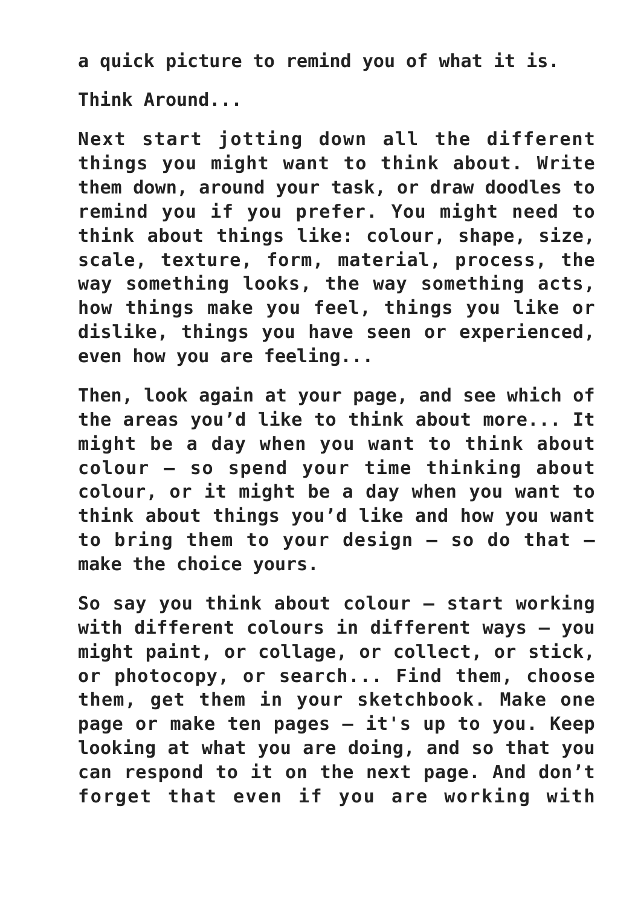a quick picture to remind you of what it is.

Think Around...

Next start jotting down all the different things you might want to think about. Write them down, around your task, or draw doodles to remind you if you prefer. You might need to think about things like: colour, shape, size, scale, texture, form, material, process, the way something looks, the way something acts, how things make you feel, things you like or dislike, things you have seen or experienced, even how you are feeling...

Then, look again at your page, and see which of the areas you'd like to think about more... It might be a day when you want to think about colour – so spend your time thinking about colour, or it might be a day when you want to think about things you'd like and how you want to bring them to your design – so do that – make the choice yours.

So say you think about colour – start working with different colours in different ways – you might paint, or collage, or collect, or stick, or photocopy, or search... Find them, choose them, get them in your sketchbook. Make one page or make ten pages – it's up to you. Keep looking at what you are doing, and so that you can respond to it on the next page. And don't forget that even if you are working with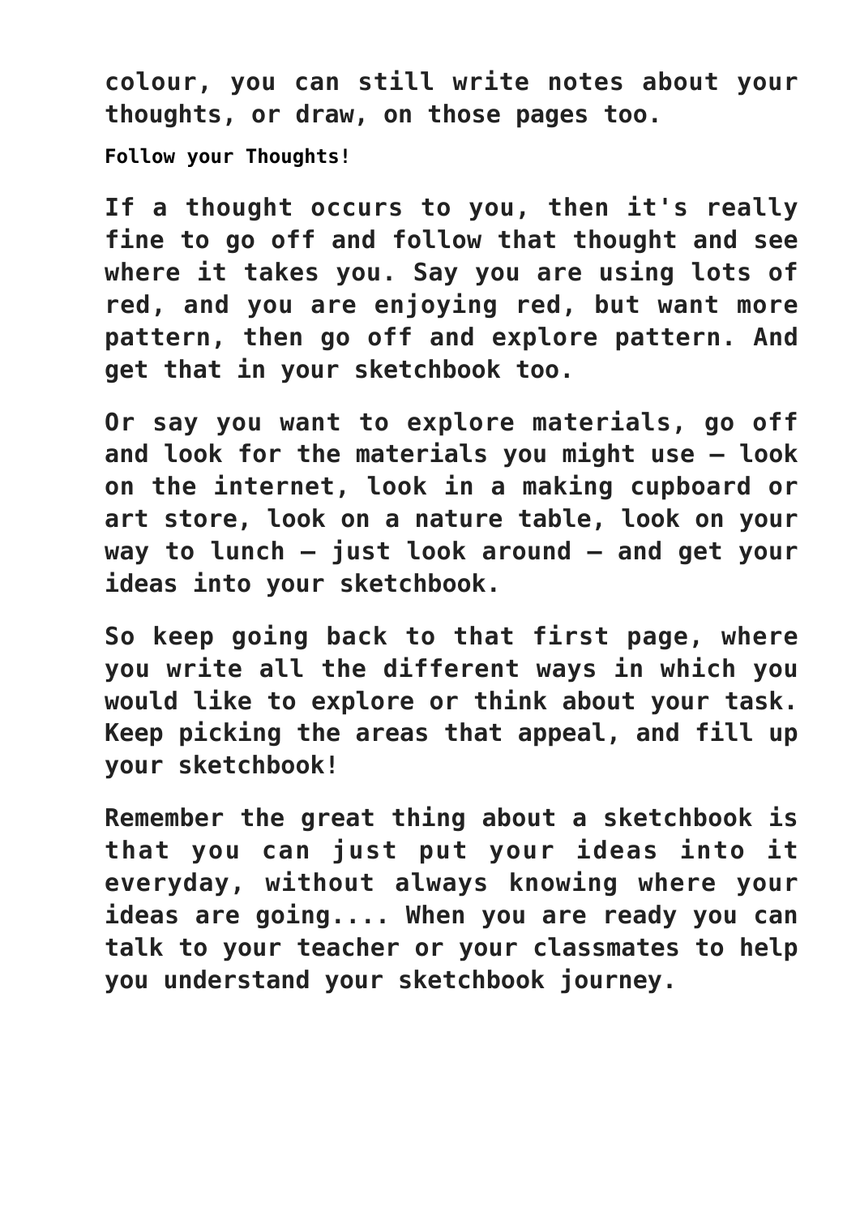colour, you can still write notes about your thoughts, or draw, on those pages too.

### Follow your Thoughts!

If a thought occurs to you, then it's really fine to go off and follow that thought and see where it takes you. Say you are using lots of red, and you are enjoying red, but want more pattern, then go off and explore pattern. And get that in your sketchbook too.

Or say you want to explore materials, go off and look for the materials you might use – look on the internet, look in a making cupboard or art store, look on a nature table, look on your way to lunch – just look around – and get your ideas into your sketchbook.

So keep going back to that first page, where you write all the different ways in which you would like to explore or think about your task. Keep picking the areas that appeal, and fill up your sketchbook!

Remember the great thing about a sketchbook is that you can just put your ideas into it everyday, without always knowing where your ideas are going.... When you are ready you can talk to your teacher or your classmates to help you understand your sketchbook journey.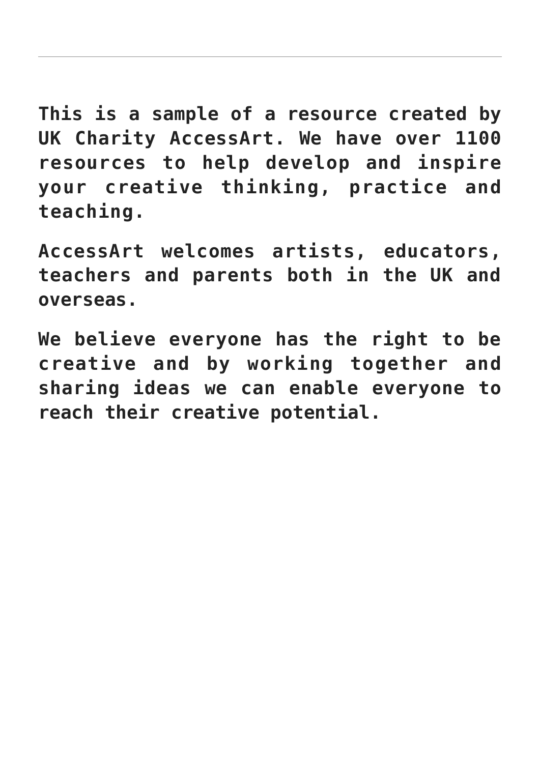---

**This is a sample of a resource created by UK Charity AccessArt. We have over 1100 resources to help develop and inspire your creative thinking, practice and teaching.**

**AccessArt welcomes artists, educators, teachers and parents both in the UK and overseas.**

**We believe everyone has the right to be creative and by working together and sharing ideas we can enable everyone to reach their creative potential.**